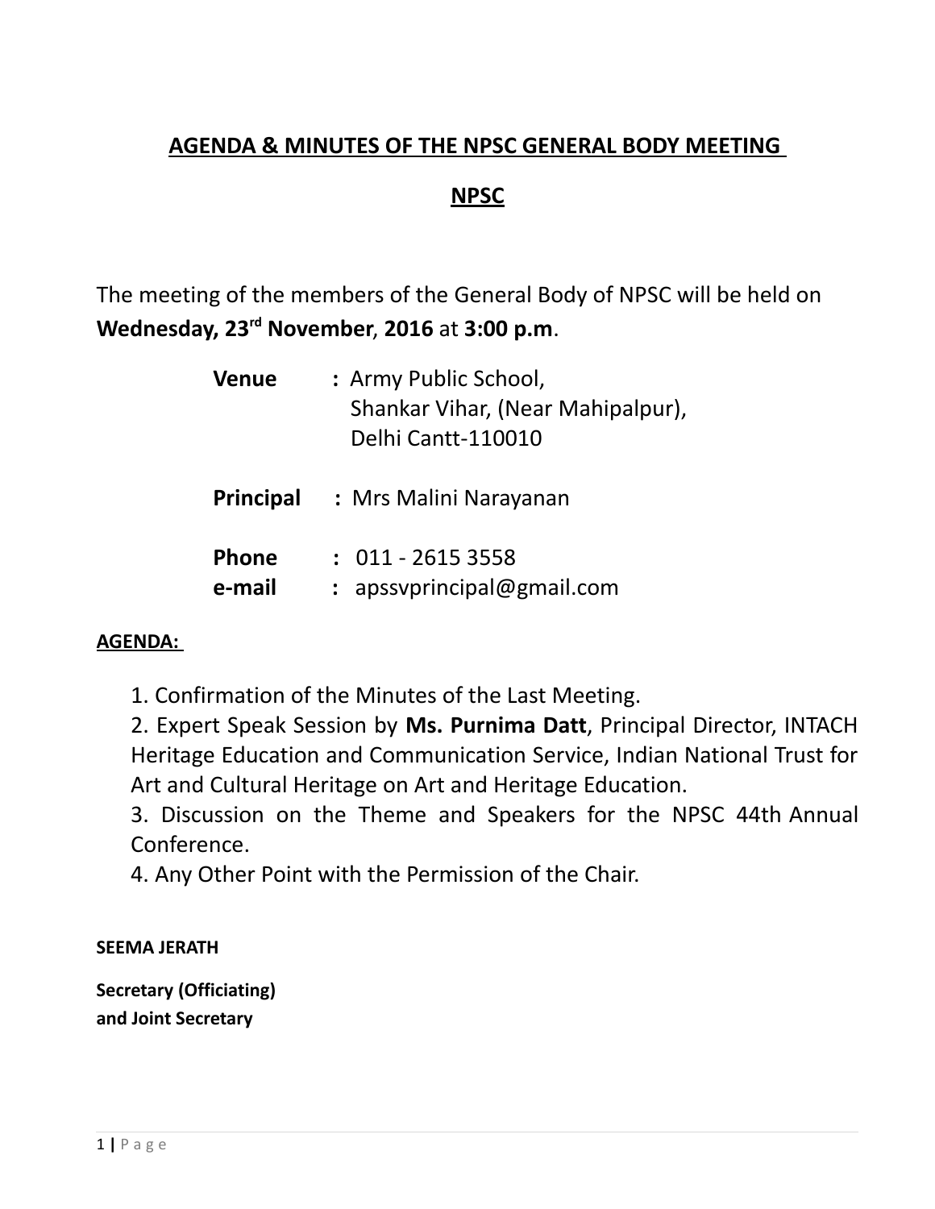# AGENDA & MINUTES OF THE NPSC GENERAL BODY MEETING

## NPSC

The meeting of the members of the General Body of NPSC will be held on **Wednesday, 23rd November**, **2016** at **3:00 p.m**.

**Venue** : Army Public School,
Shankar Vihar, (Near Mahipalpur),
Delhi Cantt-110010

**Principal** : Mrs Malini Narayanan

**Phone** : 011 - 2615 3558
**e-mail** : apssvprincipal@gmail.com

**AGENDA:**

1. Confirmation of the Minutes of the Last Meeting.
2. Expert Speak Session by **Ms. Purnima Datt**, Principal Director, INTACH Heritage Education and Communication Service, Indian National Trust for Art and Cultural Heritage on Art and Heritage Education.
3. Discussion on the Theme and Speakers for the NPSC 44th Annual Conference.
4. Any Other Point with the Permission of the Chair.

**SEEMA JERATH**

**Secretary (Officiating)**
**and Joint Secretary**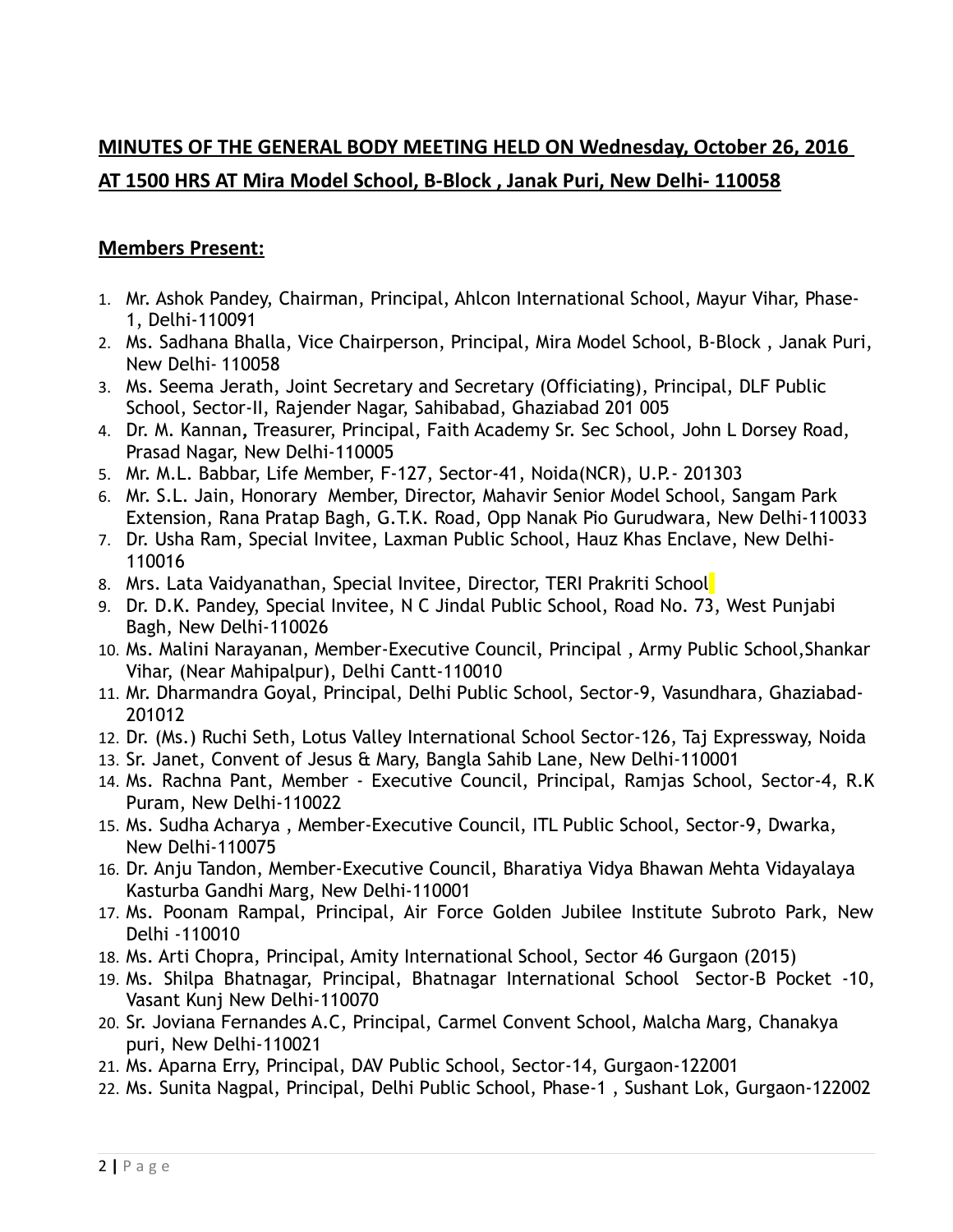**MINUTES OF THE GENERAL BODY MEETING HELD ON Wednesday, October 26, 2016 AT 1500 HRS AT Mira Model School, B-Block , Janak Puri, New Delhi- 110058**

## Members Present:

1. Mr. Ashok Pandey, Chairman, Principal, Ahlcon International School, Mayur Vihar, Phase-1, Delhi-110091
2. Ms. Sadhana Bhalla, Vice Chairperson, Principal, Mira Model School, B-Block , Janak Puri, New Delhi- 110058
3. Ms. Seema Jerath, Joint Secretary and Secretary (Officiating), Principal, DLF Public School, Sector-II, Rajender Nagar, Sahibabad, Ghaziabad 201 005
4. Dr. M. Kannan**,** Treasurer, Principal, Faith Academy Sr. Sec School, John L Dorsey Road, Prasad Nagar, New Delhi-110005
5. Mr. M.L. Babbar, Life Member, F-127, Sector-41, Noida(NCR), U.P.- 201303
6. Mr. S.L. Jain, Honorary Member, Director, Mahavir Senior Model School, Sangam Park Extension, Rana Pratap Bagh, G.T.K. Road, Opp Nanak Pio Gurudwara, New Delhi-110033
7. Dr. Usha Ram, Special Invitee, Laxman Public School, Hauz Khas Enclave, New Delhi-110016
8. Mrs. Lata Vaidyanathan, Special Invitee, Director, TERI Prakriti School
9. Dr. D.K. Pandey, Special Invitee, N C Jindal Public School, Road No. 73, West Punjabi Bagh, New Delhi-110026
10. Ms. Malini Narayanan, Member-Executive Council, Principal , Army Public School,Shankar Vihar, (Near Mahipalpur), Delhi Cantt-110010
11. Mr. Dharmandra Goyal, Principal, Delhi Public School, Sector-9, Vasundhara, Ghaziabad-201012
12. Dr. (Ms.) Ruchi Seth, Lotus Valley International School Sector-126, Taj Expressway, Noida
13. Sr. Janet, Convent of Jesus & Mary, Bangla Sahib Lane, New Delhi-110001
14. Ms. Rachna Pant, Member - Executive Council, Principal, Ramjas School, Sector-4, R.K Puram, New Delhi-110022
15. Ms. Sudha Acharya , Member-Executive Council, ITL Public School, Sector-9, Dwarka, New Delhi-110075
16. Dr. Anju Tandon, Member-Executive Council, Bharatiya Vidya Bhawan Mehta Vidayalaya Kasturba Gandhi Marg, New Delhi-110001
17. Ms. Poonam Rampal, Principal, Air Force Golden Jubilee Institute Subroto Park, New Delhi -110010
18. Ms. Arti Chopra, Principal, Amity International School, Sector 46 Gurgaon (2015)
19. Ms. Shilpa Bhatnagar, Principal, Bhatnagar International School Sector-B Pocket -10, Vasant Kunj New Delhi-110070
20. Sr. Joviana Fernandes A.C, Principal, Carmel Convent School, Malcha Marg, Chanakya puri, New Delhi-110021
21. Ms. Aparna Erry, Principal, DAV Public School, Sector-14, Gurgaon-122001
22. Ms. Sunita Nagpal, Principal, Delhi Public School, Phase-1 , Sushant Lok, Gurgaon-122002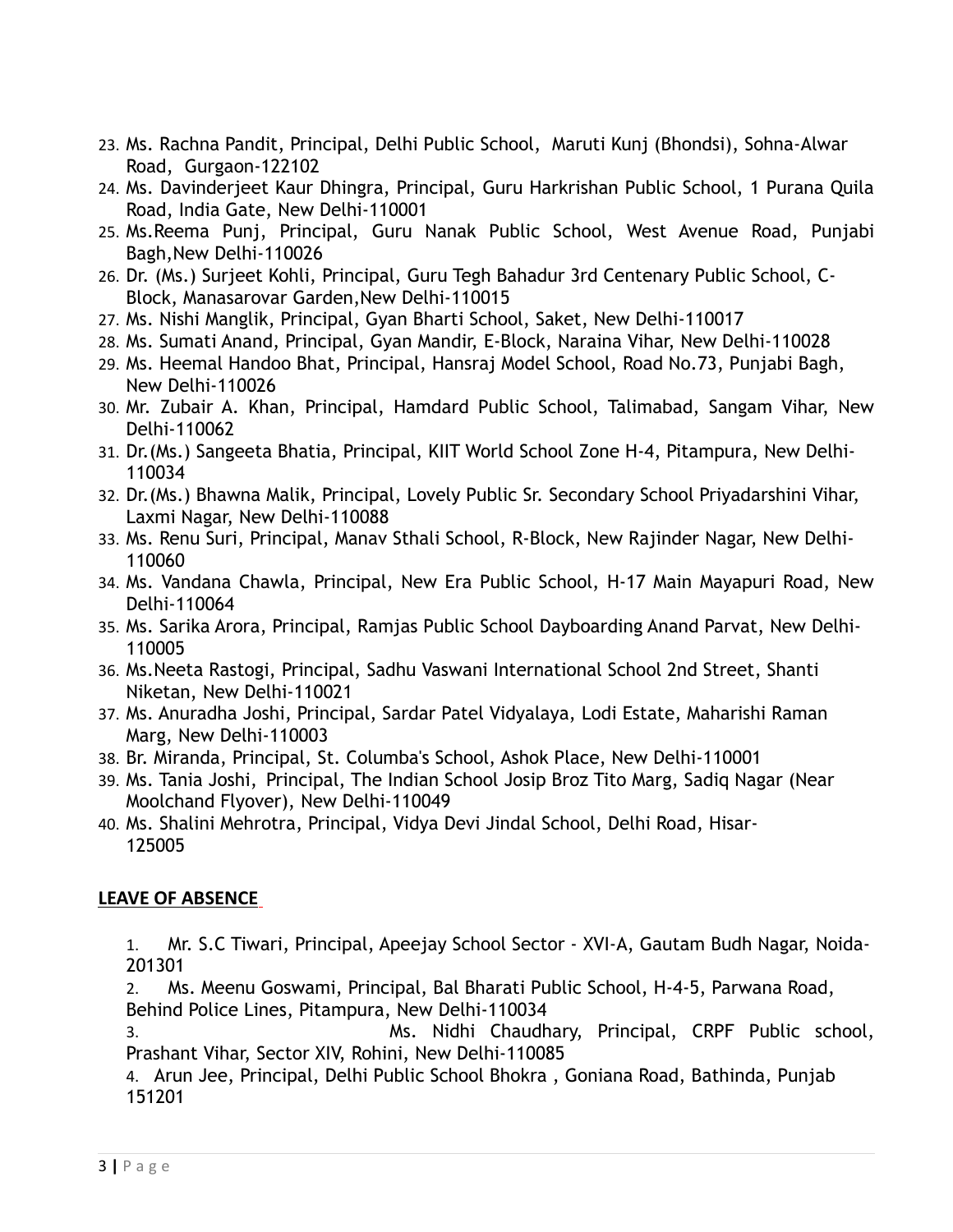23. Ms. Rachna Pandit, Principal, Delhi Public School, Maruti Kunj (Bhondsi), Sohna-Alwar Road, Gurgaon-122102
24. Ms. Davinderjeet Kaur Dhingra, Principal, Guru Harkrishan Public School, 1 Purana Quila Road, India Gate, New Delhi-110001
25. Ms.Reema Punj, Principal, Guru Nanak Public School, West Avenue Road, Punjabi Bagh,New Delhi-110026
26. Dr. (Ms.) Surjeet Kohli, Principal, Guru Tegh Bahadur 3rd Centenary Public School, C-Block, Manasarovar Garden,New Delhi-110015
27. Ms. Nishi Manglik, Principal, Gyan Bharti School, Saket, New Delhi-110017
28. Ms. Sumati Anand, Principal, Gyan Mandir, E-Block, Naraina Vihar, New Delhi-110028
29. Ms. Heemal Handoo Bhat, Principal, Hansraj Model School, Road No.73, Punjabi Bagh, New Delhi-110026
30. Mr. Zubair A. Khan, Principal, Hamdard Public School, Talimabad, Sangam Vihar, New Delhi-110062
31. Dr.(Ms.) Sangeeta Bhatia, Principal, KIIT World School Zone H-4, Pitampura, New Delhi-110034
32. Dr.(Ms.) Bhawna Malik, Principal, Lovely Public Sr. Secondary School Priyadarshini Vihar, Laxmi Nagar, New Delhi-110088
33. Ms. Renu Suri, Principal, Manav Sthali School, R-Block, New Rajinder Nagar, New Delhi-110060
34. Ms. Vandana Chawla, Principal, New Era Public School, H-17 Main Mayapuri Road, New Delhi-110064
35. Ms. Sarika Arora, Principal, Ramjas Public School Dayboarding Anand Parvat, New Delhi-110005
36. Ms.Neeta Rastogi, Principal, Sadhu Vaswani International School 2nd Street, Shanti Niketan, New Delhi-110021
37. Ms. Anuradha Joshi, Principal, Sardar Patel Vidyalaya, Lodi Estate, Maharishi Raman Marg, New Delhi-110003
38. Br. Miranda, Principal, St. Columba's School, Ashok Place, New Delhi-110001
39. Ms. Tania Joshi, Principal, The Indian School Josip Broz Tito Marg, Sadiq Nagar (Near Moolchand Flyover), New Delhi-110049
40. Ms. Shalini Mehrotra, Principal, Vidya Devi Jindal School, Delhi Road, Hisar-125005

**LEAVE OF ABSENCE**

1. Mr. S.C Tiwari, Principal, Apeejay School Sector - XVI-A, Gautam Budh Nagar, Noida-201301
2. Ms. Meenu Goswami, Principal, Bal Bharati Public School, H-4-5, Parwana Road, Behind Police Lines, Pitampura, New Delhi-110034
3. Ms. Nidhi Chaudhary, Principal, CRPF Public school, Prashant Vihar, Sector XIV, Rohini, New Delhi-110085
4. Arun Jee, Principal, Delhi Public School Bhokra , Goniana Road, Bathinda, Punjab 151201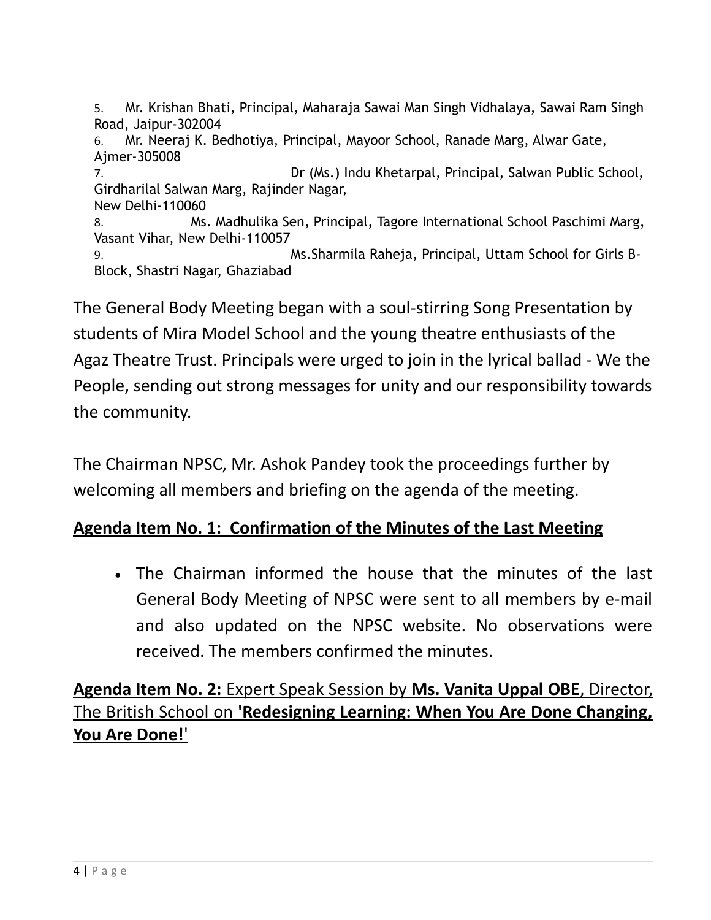5. Mr. Krishan Bhati, Principal, Maharaja Sawai Man Singh Vidhalaya, Sawai Ram Singh Road, Jaipur-302004
6. Mr. Neeraj K. Bedhotiya, Principal, Mayoor School, Ranade Marg, Alwar Gate, Ajmer-305008
7. Dr (Ms.) Indu Khetarpal, Principal, Salwan Public School, Girdharilal Salwan Marg, Rajinder Nagar, New Delhi-110060
8. Ms. Madhulika Sen, Principal, Tagore International School Paschimi Marg, Vasant Vihar, New Delhi-110057
9. Ms.Sharmila Raheja, Principal, Uttam School for Girls B-Block, Shastri Nagar, Ghaziabad

The General Body Meeting began with a soul-stirring Song Presentation by students of Mira Model School and the young theatre enthusiasts of the Agaz Theatre Trust. Principals were urged to join in the lyrical ballad - We the People, sending out strong messages for unity and our responsibility towards the community.

The Chairman NPSC, Mr. Ashok Pandey took the proceedings further by welcoming all members and briefing on the agenda of the meeting.

**Agenda Item No. 1: Confirmation of the Minutes of the Last Meeting**

- The Chairman informed the house that the minutes of the last General Body Meeting of NPSC were sent to all members by e-mail and also updated on the NPSC website. No observations were received. The members confirmed the minutes.

**Agenda Item No. 2:** Expert Speak Session by **Ms. Vanita Uppal OBE**, Director, The British School on **'Redesigning Learning: When You Are Done Changing, You Are Done!'**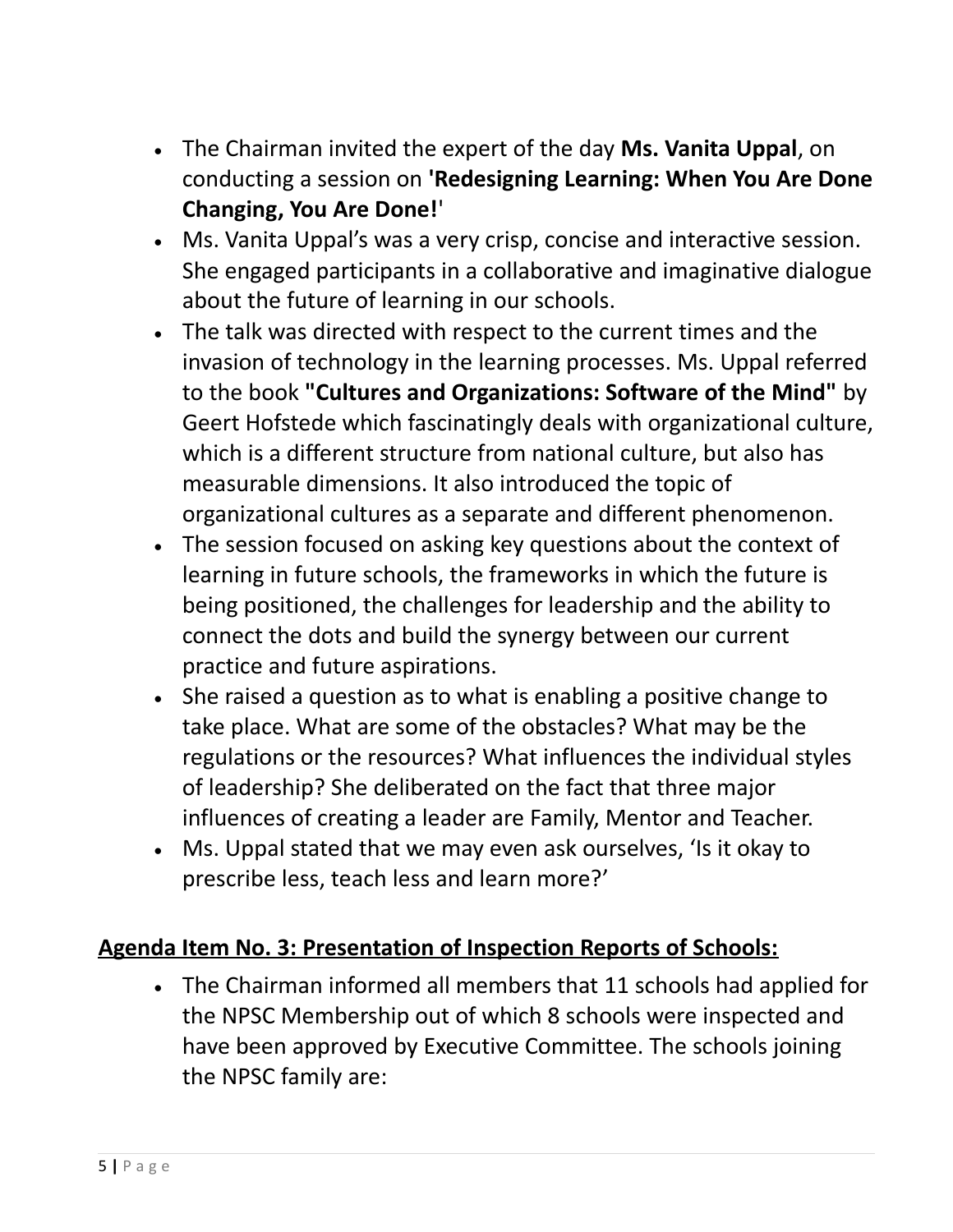- The Chairman invited the expert of the day **Ms. Vanita Uppal**, on conducting a session on **'Redesigning Learning: When You Are Done Changing, You Are Done!**'
- Ms. Vanita Uppal's was a very crisp, concise and interactive session. She engaged participants in a collaborative and imaginative dialogue about the future of learning in our schools.
- The talk was directed with respect to the current times and the invasion of technology in the learning processes. Ms. Uppal referred to the book **"Cultures and Organizations: Software of the Mind"** by Geert Hofstede which fascinatingly deals with organizational culture, which is a different structure from national culture, but also has measurable dimensions. It also introduced the topic of organizational cultures as a separate and different phenomenon.
- The session focused on asking key questions about the context of learning in future schools, the frameworks in which the future is being positioned, the challenges for leadership and the ability to connect the dots and build the synergy between our current practice and future aspirations.
- She raised a question as to what is enabling a positive change to take place. What are some of the obstacles? What may be the regulations or the resources? What influences the individual styles of leadership? She deliberated on the fact that three major influences of creating a leader are Family, Mentor and Teacher.
- Ms. Uppal stated that we may even ask ourselves, 'Is it okay to prescribe less, teach less and learn more?'

## Agenda Item No. 3: Presentation of Inspection Reports of Schools:

- The Chairman informed all members that 11 schools had applied for the NPSC Membership out of which 8 schools were inspected and have been approved by Executive Committee. The schools joining the NPSC family are: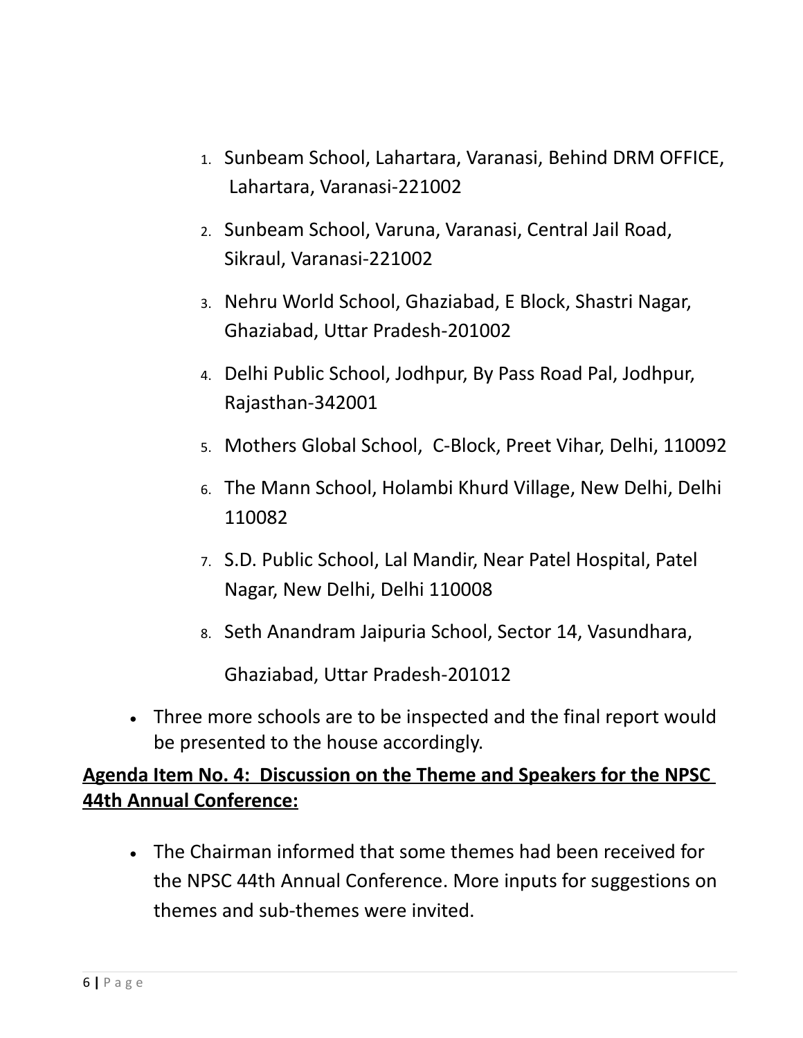1. Sunbeam School, Lahartara, Varanasi, Behind DRM OFFICE, Lahartara, Varanasi-221002
2. Sunbeam School, Varuna, Varanasi, Central Jail Road, Sikraul, Varanasi-221002
3. Nehru World School, Ghaziabad, E Block, Shastri Nagar, Ghaziabad, Uttar Pradesh-201002
4. Delhi Public School, Jodhpur, By Pass Road Pal, Jodhpur, Rajasthan-342001
5. Mothers Global School, C-Block, Preet Vihar, Delhi, 110092
6. The Mann School, Holambi Khurd Village, New Delhi, Delhi 110082
7. S.D. Public School, Lal Mandir, Near Patel Hospital, Patel Nagar, New Delhi, Delhi 110008
8. Seth Anandram Jaipuria School, Sector 14, Vasundhara, Ghaziabad, Uttar Pradesh-201012

- Three more schools are to be inspected and the final report would be presented to the house accordingly.

**Agenda Item No. 4: Discussion on the Theme and Speakers for the NPSC 44th Annual Conference:**

- The Chairman informed that some themes had been received for the NPSC 44th Annual Conference. More inputs for suggestions on themes and sub-themes were invited.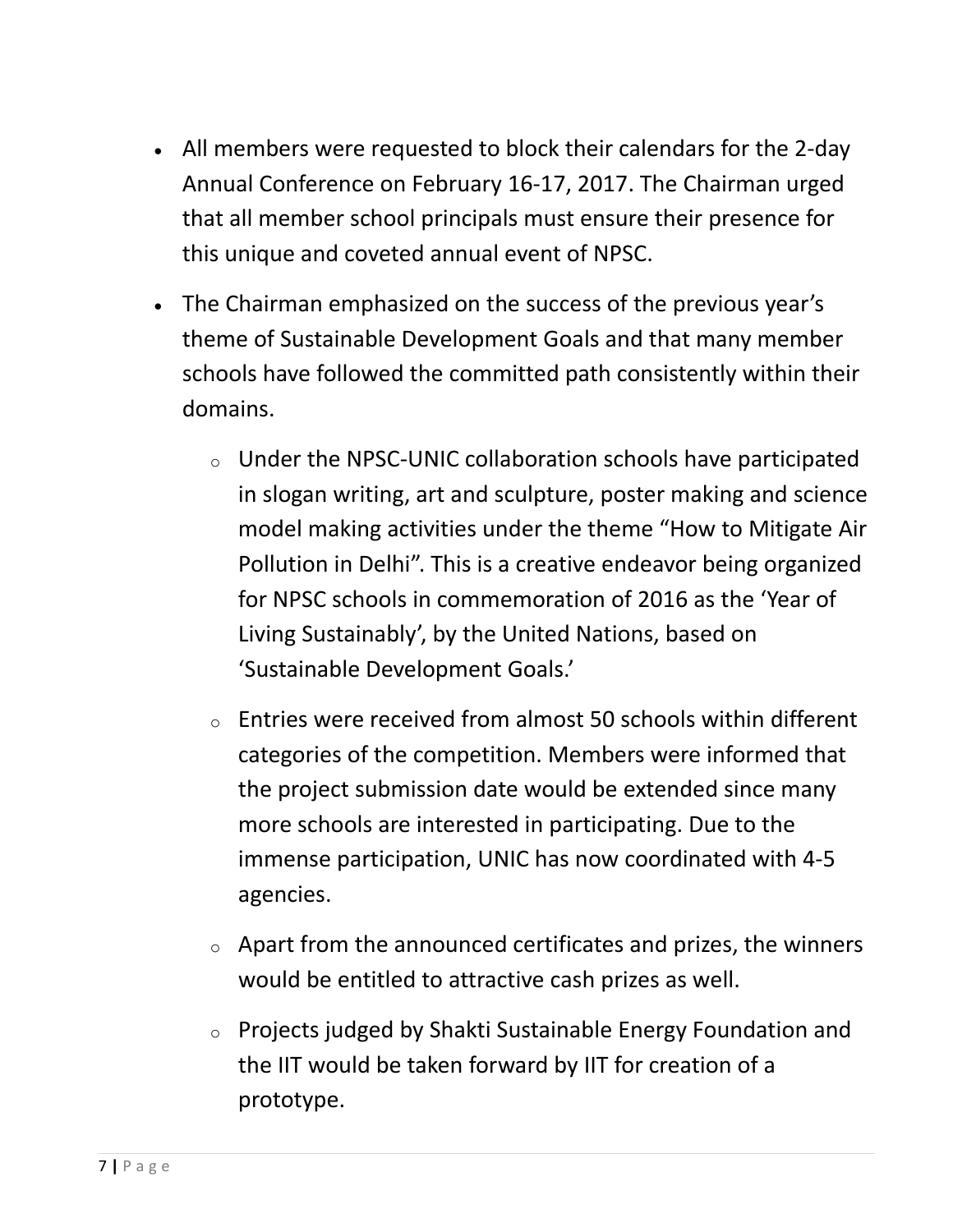- All members were requested to block their calendars for the 2-day Annual Conference on February 16-17, 2017. The Chairman urged that all member school principals must ensure their presence for this unique and coveted annual event of NPSC.
- The Chairman emphasized on the success of the previous year's theme of Sustainable Development Goals and that many member schools have followed the committed path consistently within their domains.
  - Under the NPSC-UNIC collaboration schools have participated in slogan writing, art and sculpture, poster making and science model making activities under the theme "How to Mitigate Air Pollution in Delhi". This is a creative endeavor being organized for NPSC schools in commemoration of 2016 as the 'Year of Living Sustainably', by the United Nations, based on 'Sustainable Development Goals.'
  - Entries were received from almost 50 schools within different categories of the competition. Members were informed that the project submission date would be extended since many more schools are interested in participating. Due to the immense participation, UNIC has now coordinated with 4-5 agencies.
  - Apart from the announced certificates and prizes, the winners would be entitled to attractive cash prizes as well.
  - Projects judged by Shakti Sustainable Energy Foundation and the IIT would be taken forward by IIT for creation of a prototype.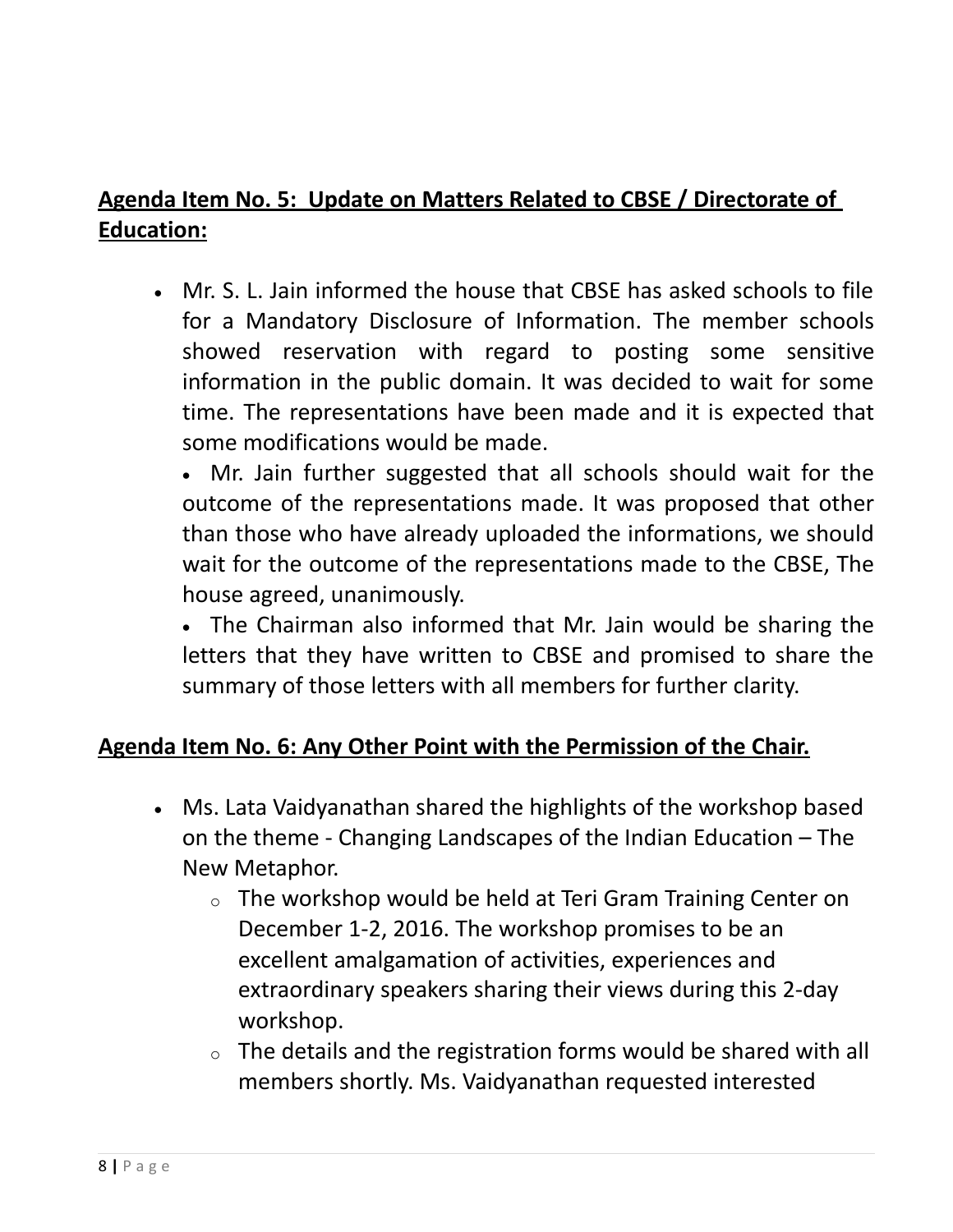## **Agenda Item No. 5: Update on Matters Related to CBSE / Directorate of Education:**

- Mr. S. L. Jain informed the house that CBSE has asked schools to file for a Mandatory Disclosure of Information. The member schools showed reservation with regard to posting some sensitive information in the public domain. It was decided to wait for some time. The representations have been made and it is expected that some modifications would be made.
  - Mr. Jain further suggested that all schools should wait for the outcome of the representations made. It was proposed that other than those who have already uploaded the informations, we should wait for the outcome of the representations made to the CBSE, The house agreed, unanimously.
  - The Chairman also informed that Mr. Jain would be sharing the letters that they have written to CBSE and promised to share the summary of those letters with all members for further clarity.

## **Agenda Item No. 6: Any Other Point with the Permission of the Chair.**

- Ms. Lata Vaidyanathan shared the highlights of the workshop based on the theme - Changing Landscapes of the Indian Education – The New Metaphor.
  - The workshop would be held at Teri Gram Training Center on December 1-2, 2016. The workshop promises to be an excellent amalgamation of activities, experiences and extraordinary speakers sharing their views during this 2-day workshop.
  - The details and the registration forms would be shared with all members shortly. Ms. Vaidyanathan requested interested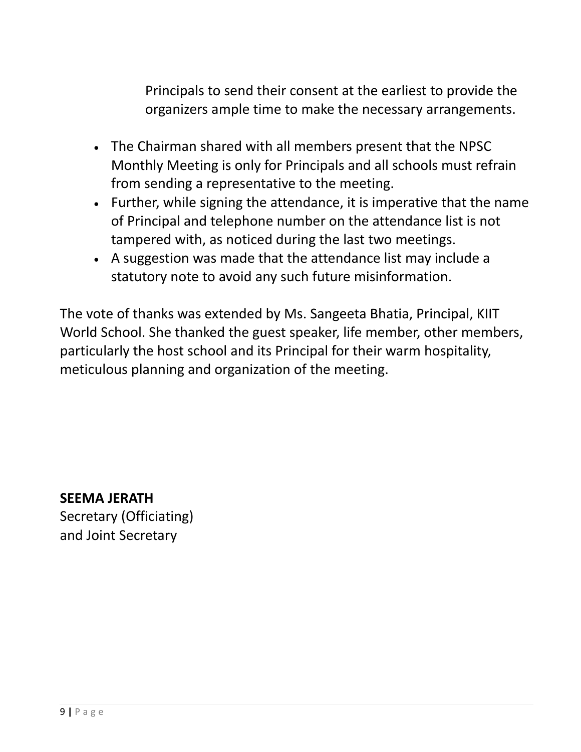Principals to send their consent at the earliest to provide the organizers ample time to make the necessary arrangements.

- The Chairman shared with all members present that the NPSC Monthly Meeting is only for Principals and all schools must refrain from sending a representative to the meeting.
- Further, while signing the attendance, it is imperative that the name of Principal and telephone number on the attendance list is not tampered with, as noticed during the last two meetings.
- A suggestion was made that the attendance list may include a statutory note to avoid any such future misinformation.

The vote of thanks was extended by Ms. Sangeeta Bhatia, Principal, KIIT World School. She thanked the guest speaker, life member, other members, particularly the host school and its Principal for their warm hospitality, meticulous planning and organization of the meeting.

**SEEMA JERATH**
Secretary (Officiating)
and Joint Secretary